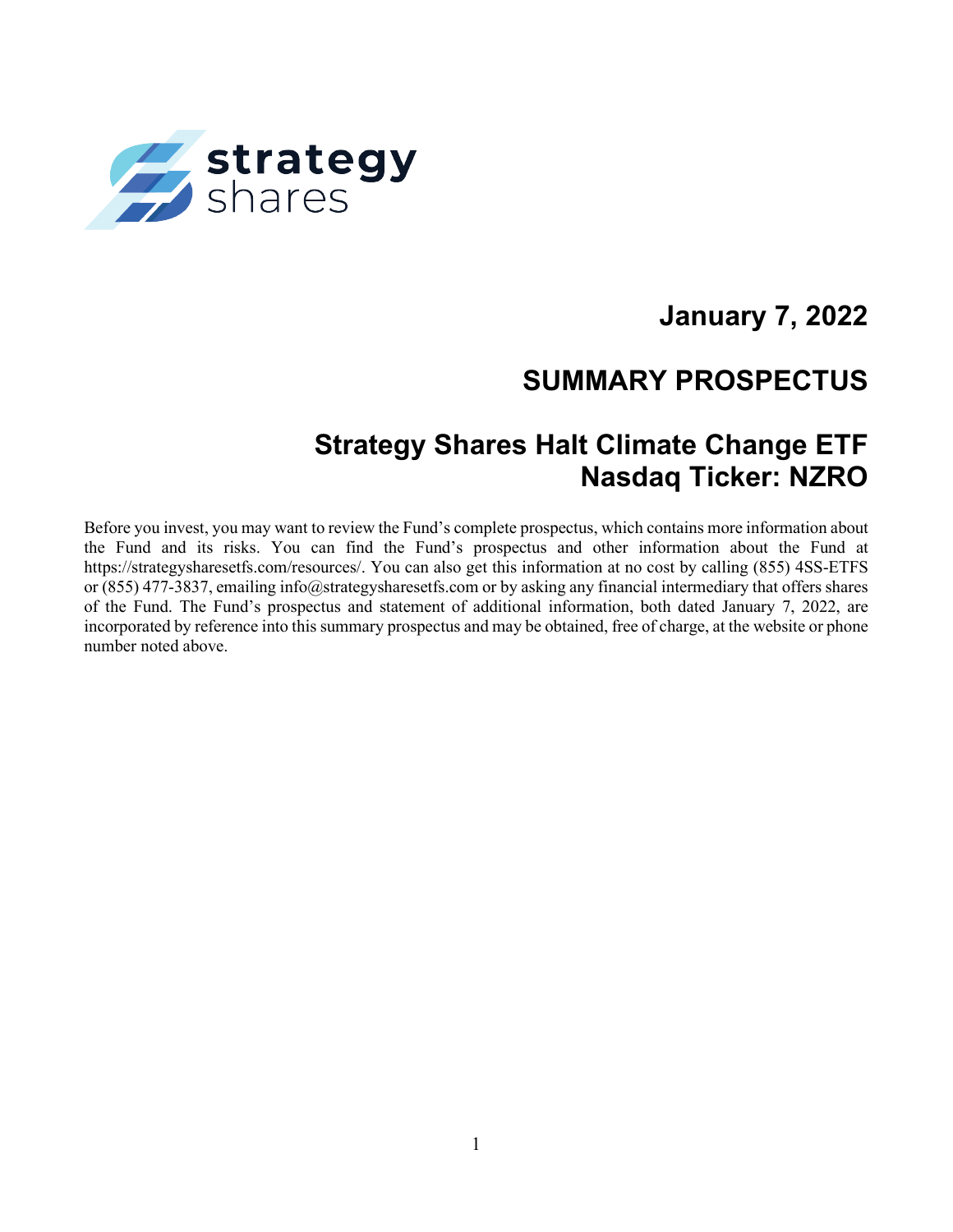**January 7, 2022**

# SUMMARY PROSPECTUS

## Strategy Shares Halt Climate Change ETF
## Nasdaq Ticker: NZRO

Before you invest, you may want to review the Fund's complete prospectus, which contains more information about the Fund and its risks. You can find the Fund's prospectus and other information about the Fund at https://strategysharesetfs.com/resources/. You can also get this information at no cost by calling (855) 4SS-ETFS or (855) 477-3837, emailing info@strategysharesetfs.com or by asking any financial intermediary that offers shares of the Fund. The Fund's prospectus and statement of additional information, both dated January 7, 2022, are incorporated by reference into this summary prospectus and may be obtained, free of charge, at the website or phone number noted above.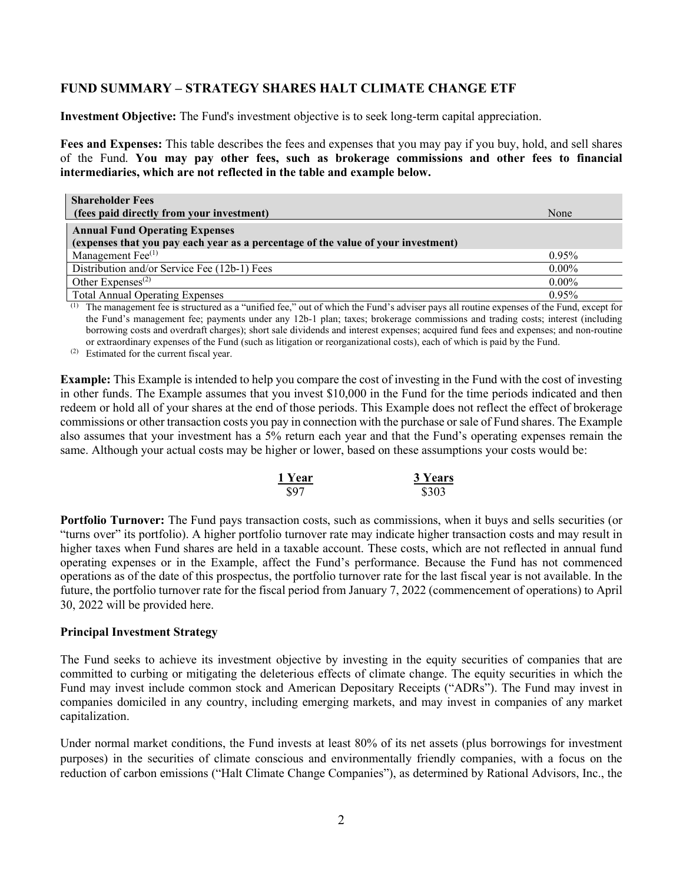## FUND SUMMARY – STRATEGY SHARES HALT CLIMATE CHANGE ETF

**Investment Objective:** The Fund's investment objective is to seek long-term capital appreciation.

**Fees and Expenses:** This table describes the fees and expenses that you may pay if you buy, hold, and sell shares of the Fund. **You may pay other fees, such as brokerage commissions and other fees to financial intermediaries, which are not reflected in the table and example below.**

| **Shareholder Fees (fees paid directly from your investment)** | None |
|---|---|
| **Annual Fund Operating Expenses (expenses that you pay each year as a percentage of the value of your investment)** | |
| Management Fee[(1)] | 0.95% |
| Distribution and/or Service Fee (12b-1) Fees | 0.00% |
| Other Expenses[(2)] | 0.00% |
| Total Annual Operating Expenses | 0.95% |

(1) The management fee is structured as a "unified fee," out of which the Fund's adviser pays all routine expenses of the Fund, except for the Fund's management fee; payments under any 12b-1 plan; taxes; brokerage commissions and trading costs; interest (including borrowing costs and overdraft charges); short sale dividends and interest expenses; acquired fund fees and expenses; and non-routine or extraordinary expenses of the Fund (such as litigation or reorganizational costs), each of which is paid by the Fund.

(2) Estimated for the current fiscal year.

**Example:** This Example is intended to help you compare the cost of investing in the Fund with the cost of investing in other funds. The Example assumes that you invest $10,000 in the Fund for the time periods indicated and then redeem or hold all of your shares at the end of those periods. This Example does not reflect the effect of brokerage commissions or other transaction costs you pay in connection with the purchase or sale of Fund shares. The Example also assumes that your investment has a 5% return each year and that the Fund's operating expenses remain the same. Although your actual costs may be higher or lower, based on these assumptions your costs would be:

| 1 Year | 3 Years |
|---|---|
| $97 | $303 |

**Portfolio Turnover:** The Fund pays transaction costs, such as commissions, when it buys and sells securities (or "turns over" its portfolio). A higher portfolio turnover rate may indicate higher transaction costs and may result in higher taxes when Fund shares are held in a taxable account. These costs, which are not reflected in annual fund operating expenses or in the Example, affect the Fund's performance. Because the Fund has not commenced operations as of the date of this prospectus, the portfolio turnover rate for the last fiscal year is not available. In the future, the portfolio turnover rate for the fiscal period from January 7, 2022 (commencement of operations) to April 30, 2022 will be provided here.

**Principal Investment Strategy**

The Fund seeks to achieve its investment objective by investing in the equity securities of companies that are committed to curbing or mitigating the deleterious effects of climate change. The equity securities in which the Fund may invest include common stock and American Depositary Receipts ("ADRs"). The Fund may invest in companies domiciled in any country, including emerging markets, and may invest in companies of any market capitalization.

Under normal market conditions, the Fund invests at least 80% of its net assets (plus borrowings for investment purposes) in the securities of climate conscious and environmentally friendly companies, with a focus on the reduction of carbon emissions ("Halt Climate Change Companies"), as determined by Rational Advisors, Inc., the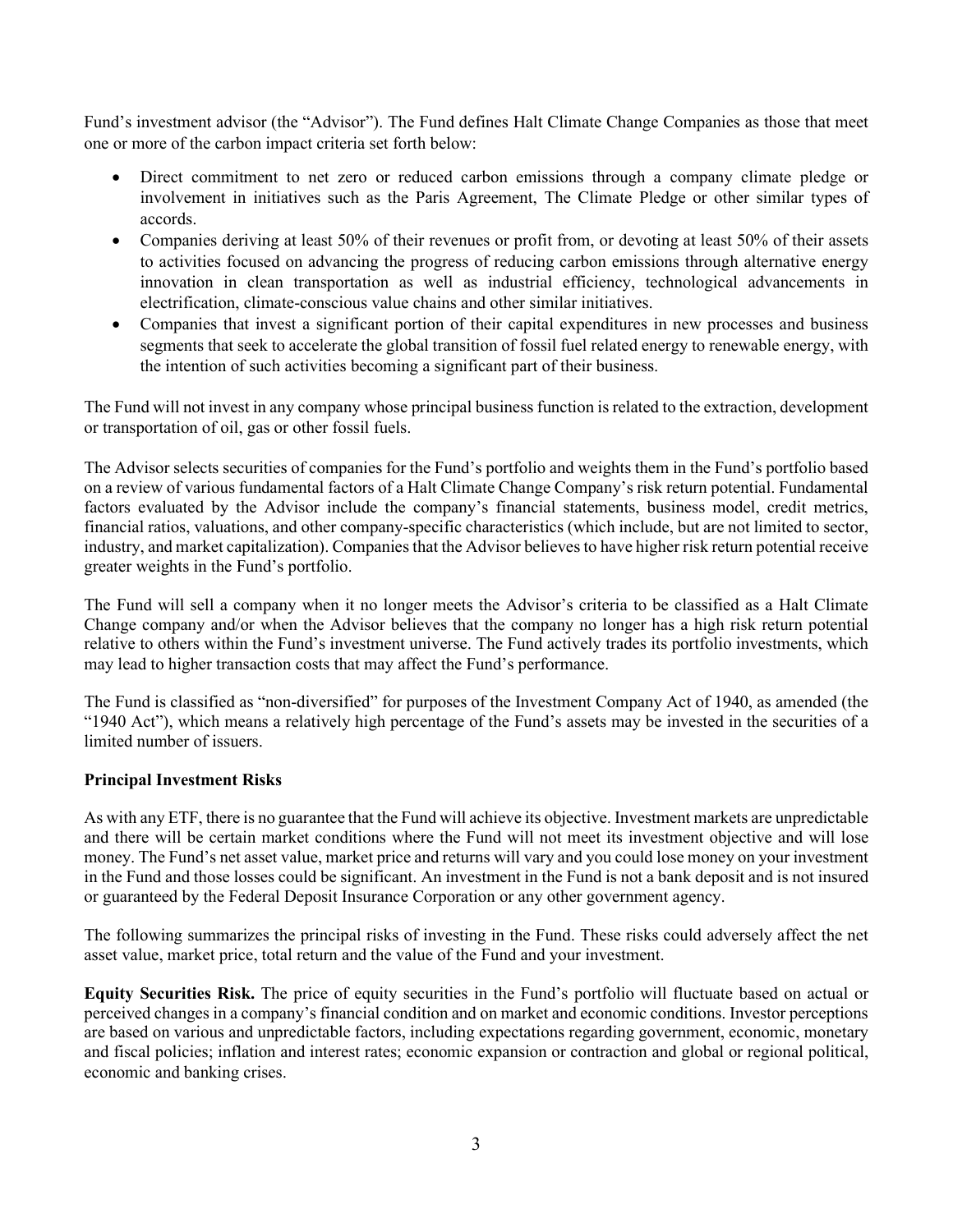Fund's investment advisor (the "Advisor"). The Fund defines Halt Climate Change Companies as those that meet one or more of the carbon impact criteria set forth below:

- Direct commitment to net zero or reduced carbon emissions through a company climate pledge or involvement in initiatives such as the Paris Agreement, The Climate Pledge or other similar types of accords.
- Companies deriving at least 50% of their revenues or profit from, or devoting at least 50% of their assets to activities focused on advancing the progress of reducing carbon emissions through alternative energy innovation in clean transportation as well as industrial efficiency, technological advancements in electrification, climate-conscious value chains and other similar initiatives.
- Companies that invest a significant portion of their capital expenditures in new processes and business segments that seek to accelerate the global transition of fossil fuel related energy to renewable energy, with the intention of such activities becoming a significant part of their business.

The Fund will not invest in any company whose principal business function is related to the extraction, development or transportation of oil, gas or other fossil fuels.

The Advisor selects securities of companies for the Fund's portfolio and weights them in the Fund's portfolio based on a review of various fundamental factors of a Halt Climate Change Company's risk return potential. Fundamental factors evaluated by the Advisor include the company's financial statements, business model, credit metrics, financial ratios, valuations, and other company-specific characteristics (which include, but are not limited to sector, industry, and market capitalization). Companies that the Advisor believes to have higher risk return potential receive greater weights in the Fund's portfolio.

The Fund will sell a company when it no longer meets the Advisor's criteria to be classified as a Halt Climate Change company and/or when the Advisor believes that the company no longer has a high risk return potential relative to others within the Fund's investment universe. The Fund actively trades its portfolio investments, which may lead to higher transaction costs that may affect the Fund's performance.

The Fund is classified as "non-diversified" for purposes of the Investment Company Act of 1940, as amended (the "1940 Act"), which means a relatively high percentage of the Fund's assets may be invested in the securities of a limited number of issuers.

**Principal Investment Risks**

As with any ETF, there is no guarantee that the Fund will achieve its objective. Investment markets are unpredictable and there will be certain market conditions where the Fund will not meet its investment objective and will lose money. The Fund's net asset value, market price and returns will vary and you could lose money on your investment in the Fund and those losses could be significant. An investment in the Fund is not a bank deposit and is not insured or guaranteed by the Federal Deposit Insurance Corporation or any other government agency.

The following summarizes the principal risks of investing in the Fund. These risks could adversely affect the net asset value, market price, total return and the value of the Fund and your investment.

**Equity Securities Risk.** The price of equity securities in the Fund's portfolio will fluctuate based on actual or perceived changes in a company's financial condition and on market and economic conditions. Investor perceptions are based on various and unpredictable factors, including expectations regarding government, economic, monetary and fiscal policies; inflation and interest rates; economic expansion or contraction and global or regional political, economic and banking crises.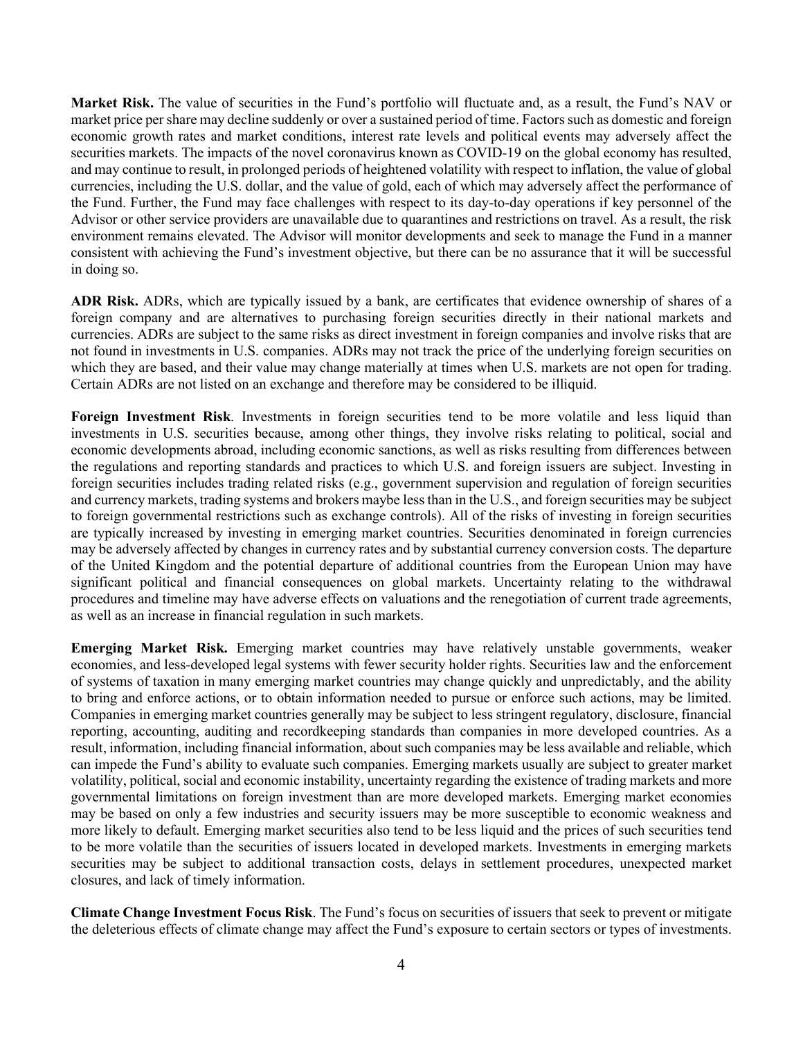**Market Risk.** The value of securities in the Fund's portfolio will fluctuate and, as a result, the Fund's NAV or market price per share may decline suddenly or over a sustained period of time. Factors such as domestic and foreign economic growth rates and market conditions, interest rate levels and political events may adversely affect the securities markets. The impacts of the novel coronavirus known as COVID-19 on the global economy has resulted, and may continue to result, in prolonged periods of heightened volatility with respect to inflation, the value of global currencies, including the U.S. dollar, and the value of gold, each of which may adversely affect the performance of the Fund. Further, the Fund may face challenges with respect to its day-to-day operations if key personnel of the Advisor or other service providers are unavailable due to quarantines and restrictions on travel. As a result, the risk environment remains elevated. The Advisor will monitor developments and seek to manage the Fund in a manner consistent with achieving the Fund's investment objective, but there can be no assurance that it will be successful in doing so.

**ADR Risk.** ADRs, which are typically issued by a bank, are certificates that evidence ownership of shares of a foreign company and are alternatives to purchasing foreign securities directly in their national markets and currencies. ADRs are subject to the same risks as direct investment in foreign companies and involve risks that are not found in investments in U.S. companies. ADRs may not track the price of the underlying foreign securities on which they are based, and their value may change materially at times when U.S. markets are not open for trading. Certain ADRs are not listed on an exchange and therefore may be considered to be illiquid.

**Foreign Investment Risk**. Investments in foreign securities tend to be more volatile and less liquid than investments in U.S. securities because, among other things, they involve risks relating to political, social and economic developments abroad, including economic sanctions, as well as risks resulting from differences between the regulations and reporting standards and practices to which U.S. and foreign issuers are subject. Investing in foreign securities includes trading related risks (e.g., government supervision and regulation of foreign securities and currency markets, trading systems and brokers maybe less than in the U.S., and foreign securities may be subject to foreign governmental restrictions such as exchange controls). All of the risks of investing in foreign securities are typically increased by investing in emerging market countries. Securities denominated in foreign currencies may be adversely affected by changes in currency rates and by substantial currency conversion costs. The departure of the United Kingdom and the potential departure of additional countries from the European Union may have significant political and financial consequences on global markets. Uncertainty relating to the withdrawal procedures and timeline may have adverse effects on valuations and the renegotiation of current trade agreements, as well as an increase in financial regulation in such markets.

**Emerging Market Risk.** Emerging market countries may have relatively unstable governments, weaker economies, and less-developed legal systems with fewer security holder rights. Securities law and the enforcement of systems of taxation in many emerging market countries may change quickly and unpredictably, and the ability to bring and enforce actions, or to obtain information needed to pursue or enforce such actions, may be limited. Companies in emerging market countries generally may be subject to less stringent regulatory, disclosure, financial reporting, accounting, auditing and recordkeeping standards than companies in more developed countries. As a result, information, including financial information, about such companies may be less available and reliable, which can impede the Fund's ability to evaluate such companies. Emerging markets usually are subject to greater market volatility, political, social and economic instability, uncertainty regarding the existence of trading markets and more governmental limitations on foreign investment than are more developed markets. Emerging market economies may be based on only a few industries and security issuers may be more susceptible to economic weakness and more likely to default. Emerging market securities also tend to be less liquid and the prices of such securities tend to be more volatile than the securities of issuers located in developed markets. Investments in emerging markets securities may be subject to additional transaction costs, delays in settlement procedures, unexpected market closures, and lack of timely information.

**Climate Change Investment Focus Risk**. The Fund's focus on securities of issuers that seek to prevent or mitigate the deleterious effects of climate change may affect the Fund's exposure to certain sectors or types of investments.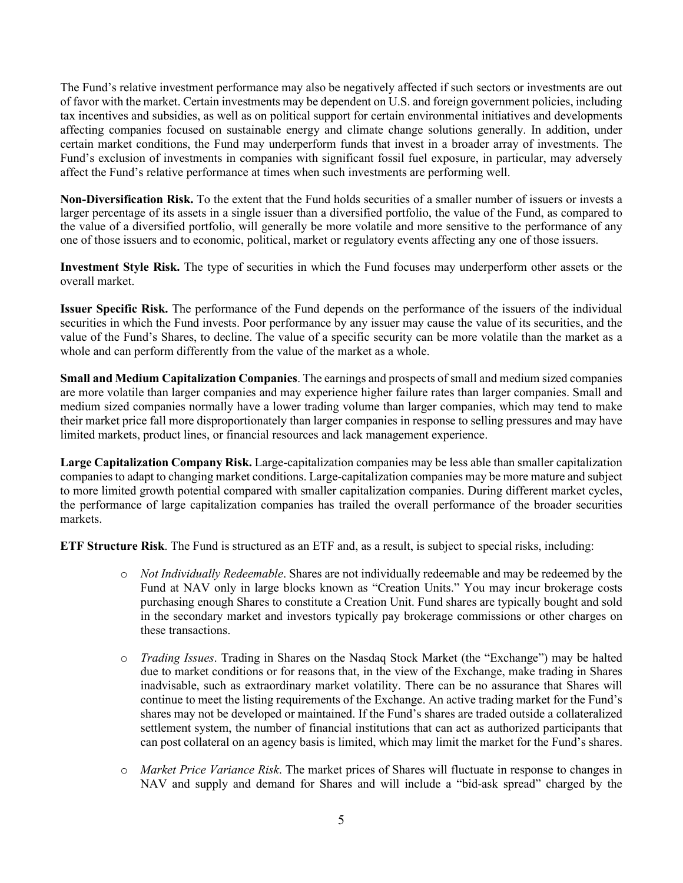The Fund's relative investment performance may also be negatively affected if such sectors or investments are out of favor with the market. Certain investments may be dependent on U.S. and foreign government policies, including tax incentives and subsidies, as well as on political support for certain environmental initiatives and developments affecting companies focused on sustainable energy and climate change solutions generally. In addition, under certain market conditions, the Fund may underperform funds that invest in a broader array of investments. The Fund's exclusion of investments in companies with significant fossil fuel exposure, in particular, may adversely affect the Fund's relative performance at times when such investments are performing well.

**Non-Diversification Risk.** To the extent that the Fund holds securities of a smaller number of issuers or invests a larger percentage of its assets in a single issuer than a diversified portfolio, the value of the Fund, as compared to the value of a diversified portfolio, will generally be more volatile and more sensitive to the performance of any one of those issuers and to economic, political, market or regulatory events affecting any one of those issuers.

**Investment Style Risk.** The type of securities in which the Fund focuses may underperform other assets or the overall market.

**Issuer Specific Risk.** The performance of the Fund depends on the performance of the issuers of the individual securities in which the Fund invests. Poor performance by any issuer may cause the value of its securities, and the value of the Fund's Shares, to decline. The value of a specific security can be more volatile than the market as a whole and can perform differently from the value of the market as a whole.

**Small and Medium Capitalization Companies**. The earnings and prospects of small and medium sized companies are more volatile than larger companies and may experience higher failure rates than larger companies. Small and medium sized companies normally have a lower trading volume than larger companies, which may tend to make their market price fall more disproportionately than larger companies in response to selling pressures and may have limited markets, product lines, or financial resources and lack management experience.

**Large Capitalization Company Risk.** Large-capitalization companies may be less able than smaller capitalization companies to adapt to changing market conditions. Large-capitalization companies may be more mature and subject to more limited growth potential compared with smaller capitalization companies. During different market cycles, the performance of large capitalization companies has trailed the overall performance of the broader securities markets.

**ETF Structure Risk**. The Fund is structured as an ETF and, as a result, is subject to special risks, including:

- *Not Individually Redeemable*. Shares are not individually redeemable and may be redeemed by the Fund at NAV only in large blocks known as "Creation Units." You may incur brokerage costs purchasing enough Shares to constitute a Creation Unit. Fund shares are typically bought and sold in the secondary market and investors typically pay brokerage commissions or other charges on these transactions.

- *Trading Issues*. Trading in Shares on the Nasdaq Stock Market (the "Exchange") may be halted due to market conditions or for reasons that, in the view of the Exchange, make trading in Shares inadvisable, such as extraordinary market volatility. There can be no assurance that Shares will continue to meet the listing requirements of the Exchange. An active trading market for the Fund's shares may not be developed or maintained. If the Fund's shares are traded outside a collateralized settlement system, the number of financial institutions that can act as authorized participants that can post collateral on an agency basis is limited, which may limit the market for the Fund's shares.

- *Market Price Variance Risk*. The market prices of Shares will fluctuate in response to changes in NAV and supply and demand for Shares and will include a "bid-ask spread" charged by the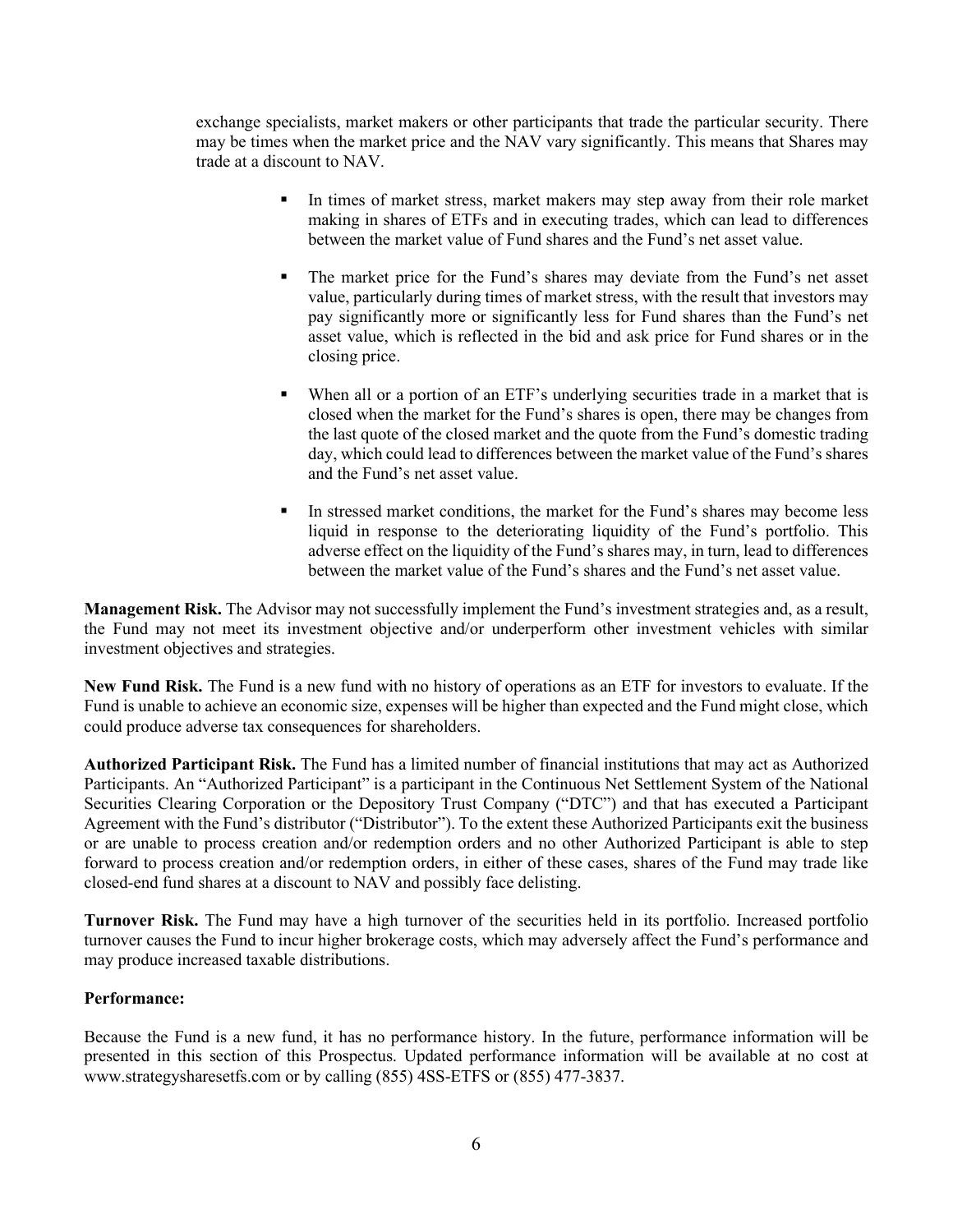exchange specialists, market makers or other participants that trade the particular security. There may be times when the market price and the NAV vary significantly. This means that Shares may trade at a discount to NAV.

- In times of market stress, market makers may step away from their role market making in shares of ETFs and in executing trades, which can lead to differences between the market value of Fund shares and the Fund's net asset value.
- The market price for the Fund's shares may deviate from the Fund's net asset value, particularly during times of market stress, with the result that investors may pay significantly more or significantly less for Fund shares than the Fund's net asset value, which is reflected in the bid and ask price for Fund shares or in the closing price.
- When all or a portion of an ETF's underlying securities trade in a market that is closed when the market for the Fund's shares is open, there may be changes from the last quote of the closed market and the quote from the Fund's domestic trading day, which could lead to differences between the market value of the Fund's shares and the Fund's net asset value.
- In stressed market conditions, the market for the Fund's shares may become less liquid in response to the deteriorating liquidity of the Fund's portfolio. This adverse effect on the liquidity of the Fund's shares may, in turn, lead to differences between the market value of the Fund's shares and the Fund's net asset value.

**Management Risk.** The Advisor may not successfully implement the Fund's investment strategies and, as a result, the Fund may not meet its investment objective and/or underperform other investment vehicles with similar investment objectives and strategies.

**New Fund Risk.** The Fund is a new fund with no history of operations as an ETF for investors to evaluate. If the Fund is unable to achieve an economic size, expenses will be higher than expected and the Fund might close, which could produce adverse tax consequences for shareholders.

**Authorized Participant Risk.** The Fund has a limited number of financial institutions that may act as Authorized Participants. An "Authorized Participant" is a participant in the Continuous Net Settlement System of the National Securities Clearing Corporation or the Depository Trust Company ("DTC") and that has executed a Participant Agreement with the Fund's distributor ("Distributor"). To the extent these Authorized Participants exit the business or are unable to process creation and/or redemption orders and no other Authorized Participant is able to step forward to process creation and/or redemption orders, in either of these cases, shares of the Fund may trade like closed-end fund shares at a discount to NAV and possibly face delisting.

**Turnover Risk.** The Fund may have a high turnover of the securities held in its portfolio. Increased portfolio turnover causes the Fund to incur higher brokerage costs, which may adversely affect the Fund's performance and may produce increased taxable distributions.

**Performance:**

Because the Fund is a new fund, it has no performance history. In the future, performance information will be presented in this section of this Prospectus. Updated performance information will be available at no cost at www.strategysharesetfs.com or by calling (855) 4SS-ETFS or (855) 477-3837.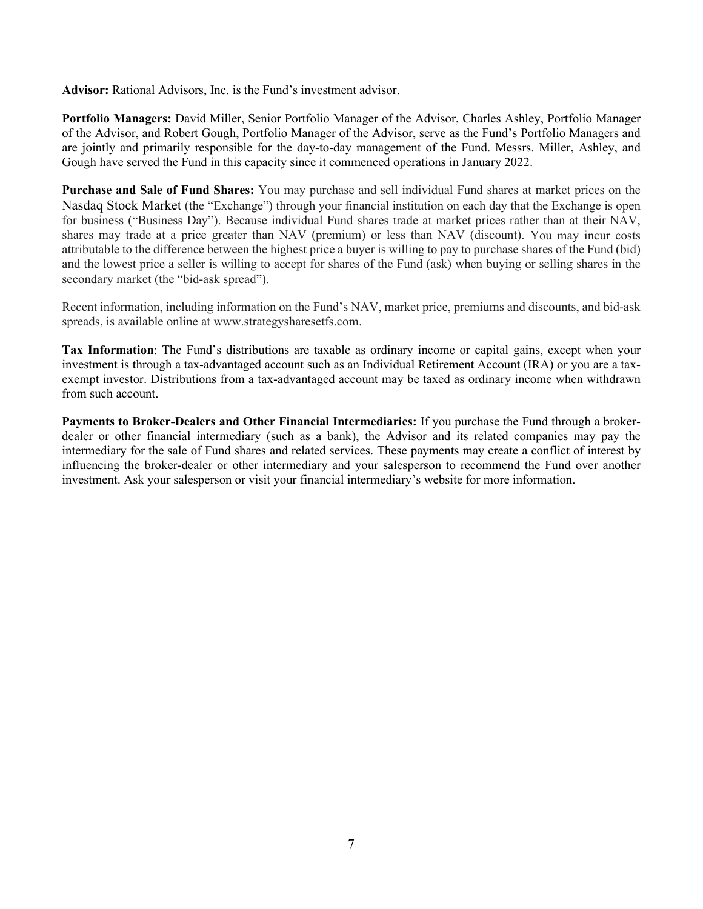**Advisor:** Rational Advisors, Inc. is the Fund's investment advisor.

**Portfolio Managers:** David Miller, Senior Portfolio Manager of the Advisor, Charles Ashley, Portfolio Manager of the Advisor, and Robert Gough, Portfolio Manager of the Advisor, serve as the Fund's Portfolio Managers and are jointly and primarily responsible for the day-to-day management of the Fund. Messrs. Miller, Ashley, and Gough have served the Fund in this capacity since it commenced operations in January 2022.

**Purchase and Sale of Fund Shares:** You may purchase and sell individual Fund shares at market prices on the Nasdaq Stock Market (the "Exchange") through your financial institution on each day that the Exchange is open for business ("Business Day"). Because individual Fund shares trade at market prices rather than at their NAV, shares may trade at a price greater than NAV (premium) or less than NAV (discount). You may incur costs attributable to the difference between the highest price a buyer is willing to pay to purchase shares of the Fund (bid) and the lowest price a seller is willing to accept for shares of the Fund (ask) when buying or selling shares in the secondary market (the "bid-ask spread").

Recent information, including information on the Fund's NAV, market price, premiums and discounts, and bid-ask spreads, is available online at www.strategysharesetfs.com.

**Tax Information**: The Fund's distributions are taxable as ordinary income or capital gains, except when your investment is through a tax-advantaged account such as an Individual Retirement Account (IRA) or you are a tax-exempt investor. Distributions from a tax-advantaged account may be taxed as ordinary income when withdrawn from such account.

**Payments to Broker-Dealers and Other Financial Intermediaries:** If you purchase the Fund through a broker-dealer or other financial intermediary (such as a bank), the Advisor and its related companies may pay the intermediary for the sale of Fund shares and related services. These payments may create a conflict of interest by influencing the broker-dealer or other intermediary and your salesperson to recommend the Fund over another investment. Ask your salesperson or visit your financial intermediary's website for more information.